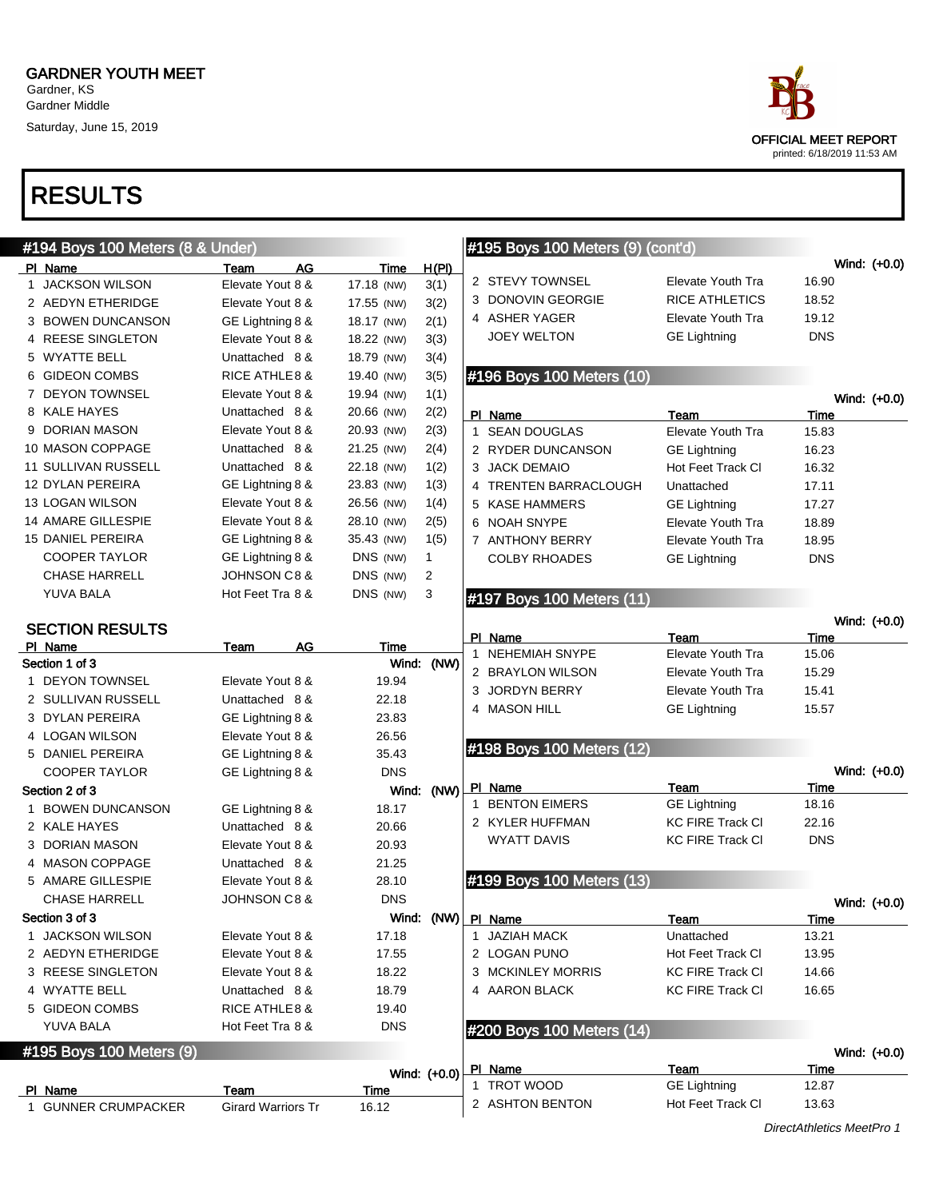GARDNER YOUTH MEET
Gardner, KS
Gardner Middle
Saturday, June 15, 2019

OFFICIAL MEET REPORT
printed: 6/18/2019 11:53 AM

# RESULTS

## #194 Boys 100 Meters (8 & Under)

| Pl | Name | Team | AG | Time | | H(Pl) |
|---|---|---|---|---|---|---|
| 1 | JACKSON WILSON | Elevate Yout | 8 & | 17.18 | (NW) | 3(1) |
| 2 | AEDYN ETHERIDGE | Elevate Yout | 8 & | 17.55 | (NW) | 3(2) |
| 3 | BOWEN DUNCANSON | GE Lightning | 8 & | 18.17 | (NW) | 2(1) |
| 4 | REESE SINGLETON | Elevate Yout | 8 & | 18.22 | (NW) | 3(3) |
| 5 | WYATTE BELL | Unattached | 8 & | 18.79 | (NW) | 3(4) |
| 6 | GIDEON COMBS | RICE ATHLE | 8 & | 19.40 | (NW) | 3(5) |
| 7 | DEYON TOWNSEL | Elevate Yout | 8 & | 19.94 | (NW) | 1(1) |
| 8 | KALE HAYES | Unattached | 8 & | 20.66 | (NW) | 2(2) |
| 9 | DORIAN MASON | Elevate Yout | 8 & | 20.93 | (NW) | 2(3) |
| 10 | MASON COPPAGE | Unattached | 8 & | 21.25 | (NW) | 2(4) |
| 11 | SULLIVAN RUSSELL | Unattached | 8 & | 22.18 | (NW) | 1(2) |
| 12 | DYLAN PEREIRA | GE Lightning | 8 & | 23.83 | (NW) | 1(3) |
| 13 | LOGAN WILSON | Elevate Yout | 8 & | 26.56 | (NW) | 1(4) |
| 14 | AMARE GILLESPIE | Elevate Yout | 8 & | 28.10 | (NW) | 2(5) |
| 15 | DANIEL PEREIRA | GE Lightning | 8 & | 35.43 | (NW) | 1(5) |
| | COOPER TAYLOR | GE Lightning | 8 & | DNS | (NW) | 1 |
| | CHASE HARRELL | JOHNSON C | 8 & | DNS | (NW) | 2 |
| | YUVA BALA | Hot Feet Tra | 8 & | DNS | (NW) | 3 |

### SECTION RESULTS

**Section 1 of 3** — Wind: (NW)

| Pl | Name | Team | AG | Time |
|---|---|---|---|---|
| 1 | DEYON TOWNSEL | Elevate Yout | 8 & | 19.94 |
| 2 | SULLIVAN RUSSELL | Unattached | 8 & | 22.18 |
| 3 | DYLAN PEREIRA | GE Lightning | 8 & | 23.83 |
| 4 | LOGAN WILSON | Elevate Yout | 8 & | 26.56 |
| 5 | DANIEL PEREIRA | GE Lightning | 8 & | 35.43 |
| | COOPER TAYLOR | GE Lightning | 8 & | DNS |

**Section 2 of 3** — Wind: (NW)

| Pl | Name | Team | AG | Time |
|---|---|---|---|---|
| 1 | BOWEN DUNCANSON | GE Lightning | 8 & | 18.17 |
| 2 | KALE HAYES | Unattached | 8 & | 20.66 |
| 3 | DORIAN MASON | Elevate Yout | 8 & | 20.93 |
| 4 | MASON COPPAGE | Unattached | 8 & | 21.25 |
| 5 | AMARE GILLESPIE | Elevate Yout | 8 & | 28.10 |
| | CHASE HARRELL | JOHNSON C | 8 & | DNS |

**Section 3 of 3** — Wind: (NW)

| Pl | Name | Team | AG | Time |
|---|---|---|---|---|
| 1 | JACKSON WILSON | Elevate Yout | 8 & | 17.18 |
| 2 | AEDYN ETHERIDGE | Elevate Yout | 8 & | 17.55 |
| 3 | REESE SINGLETON | Elevate Yout | 8 & | 18.22 |
| 4 | WYATTE BELL | Unattached | 8 & | 18.79 |
| 5 | GIDEON COMBS | RICE ATHLE | 8 & | 19.40 |
| | YUVA BALA | Hot Feet Tra | 8 & | DNS |

## #195 Boys 100 Meters (9)

Wind: (+0.0)

| Pl | Name | Team | Time |
|---|---|---|---|
| 1 | GUNNER CRUMPACKER | Girard Warriors Tr | 16.12 |
| 2 | STEVY TOWNSEL | Elevate Youth Tra | 16.90 |
| 3 | DONOVIN GEORGIE | RICE ATHLETICS | 18.52 |
| 4 | ASHER YAGER | Elevate Youth Tra | 19.12 |
| | JOEY WELTON | GE Lightning | DNS |

## #196 Boys 100 Meters (10)

Wind: (+0.0)

| Pl | Name | Team | Time |
|---|---|---|---|
| 1 | SEAN DOUGLAS | Elevate Youth Tra | 15.83 |
| 2 | RYDER DUNCANSON | GE Lightning | 16.23 |
| 3 | JACK DEMAIO | Hot Feet Track Cl | 16.32 |
| 4 | TRENTEN BARRACLOUGH | Unattached | 17.11 |
| 5 | KASE HAMMERS | GE Lightning | 17.27 |
| 6 | NOAH SNYPE | Elevate Youth Tra | 18.89 |
| 7 | ANTHONY BERRY | Elevate Youth Tra | 18.95 |
| | COLBY RHOADES | GE Lightning | DNS |

## #197 Boys 100 Meters (11)

Wind: (+0.0)

| Pl | Name | Team | Time |
|---|---|---|---|
| 1 | NEHEMIAH SNYPE | Elevate Youth Tra | 15.06 |
| 2 | BRAYLON WILSON | Elevate Youth Tra | 15.29 |
| 3 | JORDYN BERRY | Elevate Youth Tra | 15.41 |
| 4 | MASON HILL | GE Lightning | 15.57 |

## #198 Boys 100 Meters (12)

Wind: (+0.0)

| Pl | Name | Team | Time |
|---|---|---|---|
| 1 | BENTON EIMERS | GE Lightning | 18.16 |
| 2 | KYLER HUFFMAN | KC FIRE Track Cl | 22.16 |
| | WYATT DAVIS | KC FIRE Track Cl | DNS |

## #199 Boys 100 Meters (13)

Wind: (+0.0)

| Pl | Name | Team | Time |
|---|---|---|---|
| 1 | JAZIAH MACK | Unattached | 13.21 |
| 2 | LOGAN PUNO | Hot Feet Track Cl | 13.95 |
| 3 | MCKINLEY MORRIS | KC FIRE Track Cl | 14.66 |
| 4 | AARON BLACK | KC FIRE Track Cl | 16.65 |

## #200 Boys 100 Meters (14)

Wind: (+0.0)

| Pl | Name | Team | Time |
|---|---|---|---|
| 1 | TROT WOOD | GE Lightning | 12.87 |
| 2 | ASHTON BENTON | Hot Feet Track Cl | 13.63 |

*DirectAthletics MeetPro 1*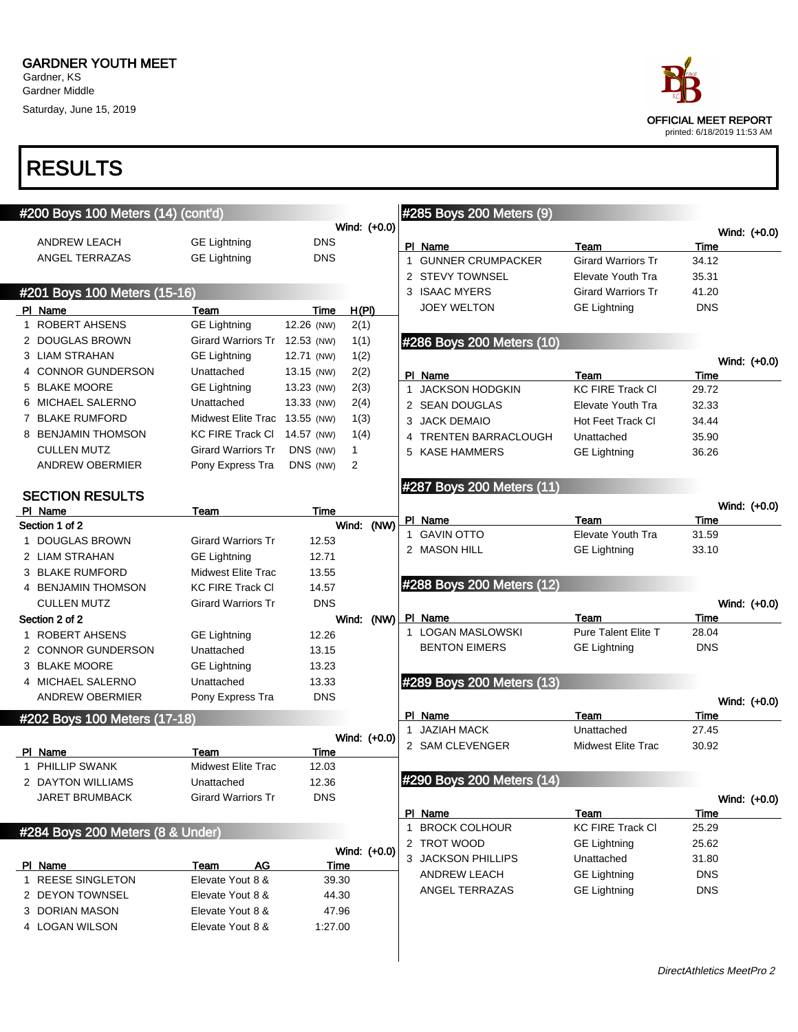GARDNER YOUTH MEET
Gardner, KS
Gardner Middle
Saturday, June 15, 2019

OFFICIAL MEET REPORT
printed: 6/18/2019 11:53 AM

# RESULTS

## #200 Boys 100 Meters (14) (cont'd)

Wind: (+0.0)

| Pl | Name | Team | Time |
|---|---|---|---|
| | ANDREW LEACH | GE Lightning | DNS |
| | ANGEL TERRAZAS | GE Lightning | DNS |

## #201 Boys 100 Meters (15-16)

| Pl | Name | Team | Time | | H(Pl) |
|---|---|---|---|---|---|
| 1 | ROBERT AHSENS | GE Lightning | 12.26 | (NW) | 2(1) |
| 2 | DOUGLAS BROWN | Girard Warriors Tr | 12.53 | (NW) | 1(1) |
| 3 | LIAM STRAHAN | GE Lightning | 12.71 | (NW) | 1(2) |
| 4 | CONNOR GUNDERSON | Unattached | 13.15 | (NW) | 2(2) |
| 5 | BLAKE MOORE | GE Lightning | 13.23 | (NW) | 2(3) |
| 6 | MICHAEL SALERNO | Unattached | 13.33 | (NW) | 2(4) |
| 7 | BLAKE RUMFORD | Midwest Elite Trac | 13.55 | (NW) | 1(3) |
| 8 | BENJAMIN THOMSON | KC FIRE Track Cl | 14.57 | (NW) | 1(4) |
| | CULLEN MUTZ | Girard Warriors Tr | DNS | (NW) | 1 |
| | ANDREW OBERMIER | Pony Express Tra | DNS | (NW) | 2 |

### SECTION RESULTS

| Pl | Name | Team | Time |
|---|---|---|---|
| **Section 1 of 2** | | | Wind: (NW) |
| 1 | DOUGLAS BROWN | Girard Warriors Tr | 12.53 |
| 2 | LIAM STRAHAN | GE Lightning | 12.71 |
| 3 | BLAKE RUMFORD | Midwest Elite Trac | 13.55 |
| 4 | BENJAMIN THOMSON | KC FIRE Track Cl | 14.57 |
| | CULLEN MUTZ | Girard Warriors Tr | DNS |
| **Section 2 of 2** | | | Wind: (NW) |
| 1 | ROBERT AHSENS | GE Lightning | 12.26 |
| 2 | CONNOR GUNDERSON | Unattached | 13.15 |
| 3 | BLAKE MOORE | GE Lightning | 13.23 |
| 4 | MICHAEL SALERNO | Unattached | 13.33 |
| | ANDREW OBERMIER | Pony Express Tra | DNS |

## #202 Boys 100 Meters (17-18)

Wind: (+0.0)

| Pl | Name | Team | Time |
|---|---|---|---|
| 1 | PHILLIP SWANK | Midwest Elite Trac | 12.03 |
| 2 | DAYTON WILLIAMS | Unattached | 12.36 |
| | JARET BRUMBACK | Girard Warriors Tr | DNS |

## #284 Boys 200 Meters (8 & Under)

Wind: (+0.0)

| Pl | Name | Team | AG | Time |
|---|---|---|---|---|
| 1 | REESE SINGLETON | Elevate Yout | 8 & | 39.30 |
| 2 | DEYON TOWNSEL | Elevate Yout | 8 & | 44.30 |
| 3 | DORIAN MASON | Elevate Yout | 8 & | 47.96 |
| 4 | LOGAN WILSON | Elevate Yout | 8 & | 1:27.00 |

## #285 Boys 200 Meters (9)

Wind: (+0.0)

| Pl | Name | Team | Time |
|---|---|---|---|
| 1 | GUNNER CRUMPACKER | Girard Warriors Tr | 34.12 |
| 2 | STEVY TOWNSEL | Elevate Youth Tra | 35.31 |
| 3 | ISAAC MYERS | Girard Warriors Tr | 41.20 |
| | JOEY WELTON | GE Lightning | DNS |

## #286 Boys 200 Meters (10)

Wind: (+0.0)

| Pl | Name | Team | Time |
|---|---|---|---|
| 1 | JACKSON HODGKIN | KC FIRE Track Cl | 29.72 |
| 2 | SEAN DOUGLAS | Elevate Youth Tra | 32.33 |
| 3 | JACK DEMAIO | Hot Feet Track Cl | 34.44 |
| 4 | TRENTEN BARRACLOUGH | Unattached | 35.90 |
| 5 | KASE HAMMERS | GE Lightning | 36.26 |

## #287 Boys 200 Meters (11)

Wind: (+0.0)

| Pl | Name | Team | Time |
|---|---|---|---|
| 1 | GAVIN OTTO | Elevate Youth Tra | 31.59 |
| 2 | MASON HILL | GE Lightning | 33.10 |

## #288 Boys 200 Meters (12)

Wind: (+0.0)

| Pl | Name | Team | Time |
|---|---|---|---|
| 1 | LOGAN MASLOWSKI | Pure Talent Elite T | 28.04 |
| | BENTON EIMERS | GE Lightning | DNS |

## #289 Boys 200 Meters (13)

Wind: (+0.0)

| Pl | Name | Team | Time |
|---|---|---|---|
| 1 | JAZIAH MACK | Unattached | 27.45 |
| 2 | SAM CLEVENGER | Midwest Elite Trac | 30.92 |

## #290 Boys 200 Meters (14)

Wind: (+0.0)

| Pl | Name | Team | Time |
|---|---|---|---|
| 1 | BROCK COLHOUR | KC FIRE Track Cl | 25.29 |
| 2 | TROT WOOD | GE Lightning | 25.62 |
| 3 | JACKSON PHILLIPS | Unattached | 31.80 |
| | ANDREW LEACH | GE Lightning | DNS |
| | ANGEL TERRAZAS | GE Lightning | DNS |

*DirectAthletics MeetPro 2*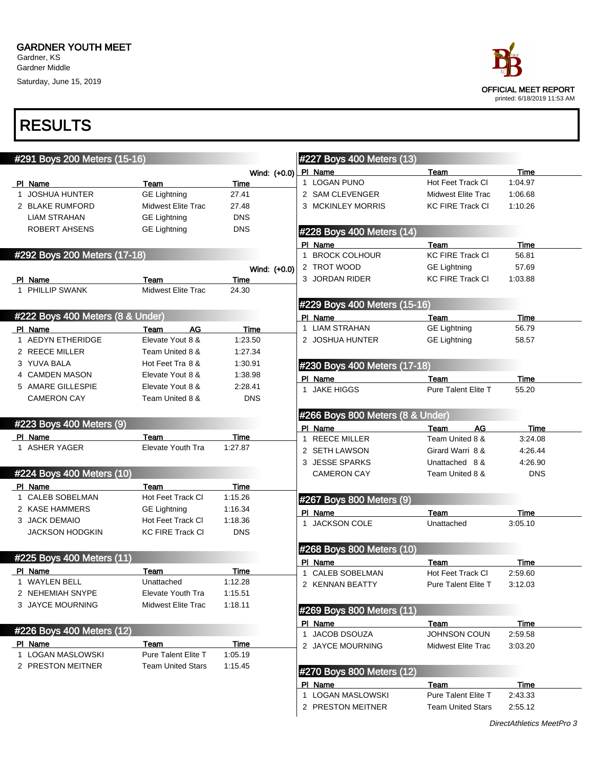# GARDNER YOUTH MEET

Gardner, KS
Gardner Middle
Saturday, June 15, 2019

OFFICIAL MEET REPORT
printed: 6/18/2019 11:53 AM

# RESULTS

## #291 Boys 200 Meters (15-16)

Wind: (+0.0)

| Pl | Name | Team | Time |
|---|---|---|---|
| 1 | JOSHUA HUNTER | GE Lightning | 27.41 |
| 2 | BLAKE RUMFORD | Midwest Elite Trac | 27.48 |
| | LIAM STRAHAN | GE Lightning | DNS |
| | ROBERT AHSENS | GE Lightning | DNS |

## #292 Boys 200 Meters (17-18)

Wind: (+0.0)

| Pl | Name | Team | Time |
|---|---|---|---|
| 1 | PHILLIP SWANK | Midwest Elite Trac | 24.30 |

## #222 Boys 400 Meters (8 & Under)

| Pl | Name | Team | AG | Time |
|---|---|---|---|---|
| 1 | AEDYN ETHERIDGE | Elevate Yout | 8 & | 1:23.50 |
| 2 | REECE MILLER | Team United | 8 & | 1:27.34 |
| 3 | YUVA BALA | Hot Feet Tra | 8 & | 1:30.91 |
| 4 | CAMDEN MASON | Elevate Yout | 8 & | 1:38.98 |
| 5 | AMARE GILLESPIE | Elevate Yout | 8 & | 2:28.41 |
| | CAMERON CAY | Team United | 8 & | DNS |

## #223 Boys 400 Meters (9)

| Pl | Name | Team | Time |
|---|---|---|---|
| 1 | ASHER YAGER | Elevate Youth Tra | 1:27.87 |

## #224 Boys 400 Meters (10)

| Pl | Name | Team | Time |
|---|---|---|---|
| 1 | CALEB SOBELMAN | Hot Feet Track Cl | 1:15.26 |
| 2 | KASE HAMMERS | GE Lightning | 1:16.34 |
| 3 | JACK DEMAIO | Hot Feet Track Cl | 1:18.36 |
| | JACKSON HODGKIN | KC FIRE Track Cl | DNS |

## #225 Boys 400 Meters (11)

| Pl | Name | Team | Time |
|---|---|---|---|
| 1 | WAYLEN BELL | Unattached | 1:12.28 |
| 2 | NEHEMIAH SNYPE | Elevate Youth Tra | 1:15.51 |
| 3 | JAYCE MOURNING | Midwest Elite Trac | 1:18.11 |

## #226 Boys 400 Meters (12)

| Pl | Name | Team | Time |
|---|---|---|---|
| 1 | LOGAN MASLOWSKI | Pure Talent Elite T | 1:05.19 |
| 2 | PRESTON MEITNER | Team United Stars | 1:15.45 |

## #227 Boys 400 Meters (13)

| Pl | Name | Team | Time |
|---|---|---|---|
| 1 | LOGAN PUNO | Hot Feet Track Cl | 1:04.97 |
| 2 | SAM CLEVENGER | Midwest Elite Trac | 1:06.68 |
| 3 | MCKINLEY MORRIS | KC FIRE Track Cl | 1:10.26 |

## #228 Boys 400 Meters (14)

| Pl | Name | Team | Time |
|---|---|---|---|
| 1 | BROCK COLHOUR | KC FIRE Track Cl | 56.81 |
| 2 | TROT WOOD | GE Lightning | 57.69 |
| 3 | JORDAN RIDER | KC FIRE Track Cl | 1:03.88 |

## #229 Boys 400 Meters (15-16)

| Pl | Name | Team | Time |
|---|---|---|---|
| 1 | LIAM STRAHAN | GE Lightning | 56.79 |
| 2 | JOSHUA HUNTER | GE Lightning | 58.57 |

## #230 Boys 400 Meters (17-18)

| Pl | Name | Team | Time |
|---|---|---|---|
| 1 | JAKE HIGGS | Pure Talent Elite T | 55.20 |

## #266 Boys 800 Meters (8 & Under)

| Pl | Name | Team | AG | Time |
|---|---|---|---|---|
| 1 | REECE MILLER | Team United | 8 & | 3:24.08 |
| 2 | SETH LAWSON | Girard Warri | 8 & | 4:26.44 |
| 3 | JESSE SPARKS | Unattached | 8 & | 4:26.90 |
| | CAMERON CAY | Team United | 8 & | DNS |

## #267 Boys 800 Meters (9)

| Pl | Name | Team | Time |
|---|---|---|---|
| 1 | JACKSON COLE | Unattached | 3:05.10 |

## #268 Boys 800 Meters (10)

| Pl | Name | Team | Time |
|---|---|---|---|
| 1 | CALEB SOBELMAN | Hot Feet Track Cl | 2:59.60 |
| 2 | KENNAN BEATTY | Pure Talent Elite T | 3:12.03 |

## #269 Boys 800 Meters (11)

| Pl | Name | Team | Time |
|---|---|---|---|
| 1 | JACOB DSOUZA | JOHNSON COUN | 2:59.58 |
| 2 | JAYCE MOURNING | Midwest Elite Trac | 3:03.20 |

## #270 Boys 800 Meters (12)

| Pl | Name | Team | Time |
|---|---|---|---|
| 1 | LOGAN MASLOWSKI | Pure Talent Elite T | 2:43.33 |
| 2 | PRESTON MEITNER | Team United Stars | 2:55.12 |

*DirectAthletics MeetPro 3*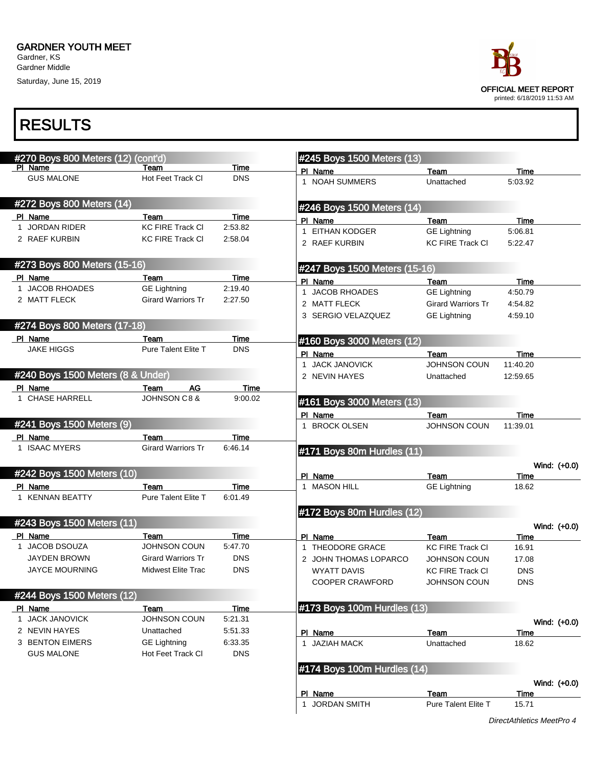GARDNER YOUTH MEET
Gardner, KS
Gardner Middle
Saturday, June 15, 2019

OFFICIAL MEET REPORT
printed: 6/18/2019 11:53 AM

# RESULTS

## #270 Boys 800 Meters (12) (cont'd)

| Pl | Name | Team | Time |
|---|---|---|---|
| | GUS MALONE | Hot Feet Track Cl | DNS |

## #272 Boys 800 Meters (14)

| Pl | Name | Team | Time |
|---|---|---|---|
| 1 | JORDAN RIDER | KC FIRE Track Cl | 2:53.82 |
| 2 | RAEF KURBIN | KC FIRE Track Cl | 2:58.04 |

## #273 Boys 800 Meters (15-16)

| Pl | Name | Team | Time |
|---|---|---|---|
| 1 | JACOB RHOADES | GE Lightning | 2:19.40 |
| 2 | MATT FLECK | Girard Warriors Tr | 2:27.50 |

## #274 Boys 800 Meters (17-18)

| Pl | Name | Team | Time |
|---|---|---|---|
| | JAKE HIGGS | Pure Talent Elite T | DNS |

## #240 Boys 1500 Meters (8 & Under)

| Pl | Name | Team | AG | Time |
|---|---|---|---|---|
| 1 | CHASE HARRELL | JOHNSON C | 8 & | 9:00.02 |

## #241 Boys 1500 Meters (9)

| Pl | Name | Team | Time |
|---|---|---|---|
| 1 | ISAAC MYERS | Girard Warriors Tr | 6:46.14 |

## #242 Boys 1500 Meters (10)

| Pl | Name | Team | Time |
|---|---|---|---|
| 1 | KENNAN BEATTY | Pure Talent Elite T | 6:01.49 |

## #243 Boys 1500 Meters (11)

| Pl | Name | Team | Time |
|---|---|---|---|
| 1 | JACOB DSOUZA | JOHNSON COUN | 5:47.70 |
| | JAYDEN BROWN | Girard Warriors Tr | DNS |
| | JAYCE MOURNING | Midwest Elite Trac | DNS |

## #244 Boys 1500 Meters (12)

| Pl | Name | Team | Time |
|---|---|---|---|
| 1 | JACK JANOVICK | JOHNSON COUN | 5:21.31 |
| 2 | NEVIN HAYES | Unattached | 5:51.33 |
| 3 | BENTON EIMERS | GE Lightning | 6:33.35 |
| | GUS MALONE | Hot Feet Track Cl | DNS |

## #245 Boys 1500 Meters (13)

| Pl | Name | Team | Time |
|---|---|---|---|
| 1 | NOAH SUMMERS | Unattached | 5:03.92 |

## #246 Boys 1500 Meters (14)

| Pl | Name | Team | Time |
|---|---|---|---|
| 1 | EITHAN KODGER | GE Lightning | 5:06.81 |
| 2 | RAEF KURBIN | KC FIRE Track Cl | 5:22.47 |

## #247 Boys 1500 Meters (15-16)

| Pl | Name | Team | Time |
|---|---|---|---|
| 1 | JACOB RHOADES | GE Lightning | 4:50.79 |
| 2 | MATT FLECK | Girard Warriors Tr | 4:54.82 |
| 3 | SERGIO VELAZQUEZ | GE Lightning | 4:59.10 |

## #160 Boys 3000 Meters (12)

| Pl | Name | Team | Time |
|---|---|---|---|
| 1 | JACK JANOVICK | JOHNSON COUN | 11:40.20 |
| 2 | NEVIN HAYES | Unattached | 12:59.65 |

## #161 Boys 3000 Meters (13)

| Pl | Name | Team | Time |
|---|---|---|---|
| 1 | BROCK OLSEN | JOHNSON COUN | 11:39.01 |

## #171 Boys 80m Hurdles (11)

Wind: (+0.0)

| Pl | Name | Team | Time |
|---|---|---|---|
| 1 | MASON HILL | GE Lightning | 18.62 |

## #172 Boys 80m Hurdles (12)

Wind: (+0.0)

| Pl | Name | Team | Time |
|---|---|---|---|
| 1 | THEODORE GRACE | KC FIRE Track Cl | 16.91 |
| 2 | JOHN THOMAS LOPARCO | JOHNSON COUN | 17.08 |
| | WYATT DAVIS | KC FIRE Track Cl | DNS |
| | COOPER CRAWFORD | JOHNSON COUN | DNS |

## #173 Boys 100m Hurdles (13)

Wind: (+0.0)

| Pl | Name | Team | Time |
|---|---|---|---|
| 1 | JAZIAH MACK | Unattached | 18.62 |

## #174 Boys 100m Hurdles (14)

Wind: (+0.0)

| Pl | Name | Team | Time |
|---|---|---|---|
| 1 | JORDAN SMITH | Pure Talent Elite T | 15.71 |

*DirectAthletics MeetPro 4*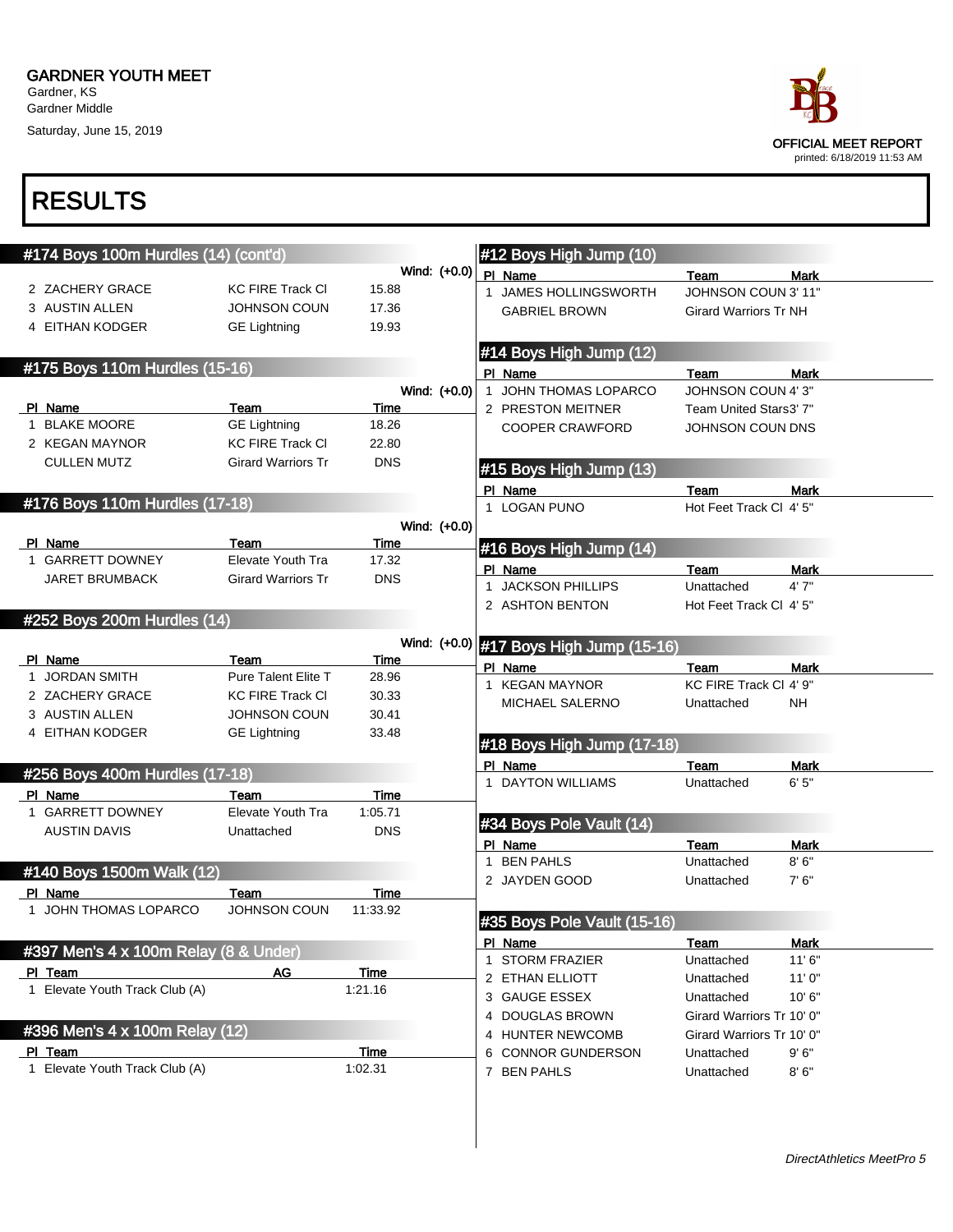# GARDNER YOUTH MEET

Gardner, KS
Gardner Middle
Saturday, June 15, 2019

OFFICIAL MEET REPORT
printed: 6/18/2019 11:53 AM

## RESULTS

### #174 Boys 100m Hurdles (14) (cont'd)

Wind: (+0.0)

| Pl | Name | Team | Time |
|---|---|---|---|
| 2 | ZACHERY GRACE | KC FIRE Track Cl | 15.88 |
| 3 | AUSTIN ALLEN | JOHNSON COUN | 17.36 |
| 4 | EITHAN KODGER | GE Lightning | 19.93 |

### #175 Boys 110m Hurdles (15-16)

Wind: (+0.0)

| Pl | Name | Team | Time |
|---|---|---|---|
| 1 | BLAKE MOORE | GE Lightning | 18.26 |
| 2 | KEGAN MAYNOR | KC FIRE Track Cl | 22.80 |
| | CULLEN MUTZ | Girard Warriors Tr | DNS |

### #176 Boys 110m Hurdles (17-18)

Wind: (+0.0)

| Pl | Name | Team | Time |
|---|---|---|---|
| 1 | GARRETT DOWNEY | Elevate Youth Tra | 17.32 |
| | JARET BRUMBACK | Girard Warriors Tr | DNS |

### #252 Boys 200m Hurdles (14)

Wind: (+0.0)

| Pl | Name | Team | Time |
|---|---|---|---|
| 1 | JORDAN SMITH | Pure Talent Elite T | 28.96 |
| 2 | ZACHERY GRACE | KC FIRE Track Cl | 30.33 |
| 3 | AUSTIN ALLEN | JOHNSON COUN | 30.41 |
| 4 | EITHAN KODGER | GE Lightning | 33.48 |

### #256 Boys 400m Hurdles (17-18)

| Pl | Name | Team | Time |
|---|---|---|---|
| 1 | GARRETT DOWNEY | Elevate Youth Tra | 1:05.71 |
| | AUSTIN DAVIS | Unattached | DNS |

### #140 Boys 1500m Walk (12)

| Pl | Name | Team | Time |
|---|---|---|---|
| 1 | JOHN THOMAS LOPARCO | JOHNSON COUN | 11:33.92 |

### #397 Men's 4 x 100m Relay (8 & Under)

| Pl | Team | AG | Time |
|---|---|---|---|
| 1 | Elevate Youth Track Club (A) | | 1:21.16 |

### #396 Men's 4 x 100m Relay (12)

| Pl | Team | Time |
|---|---|---|
| 1 | Elevate Youth Track Club (A) | 1:02.31 |

### #12 Boys High Jump (10)

| Pl | Name | Team | Mark |
|---|---|---|---|
| 1 | JAMES HOLLINGSWORTH | JOHNSON COUN | 3' 11" |
| | GABRIEL BROWN | Girard Warriors Tr | NH |

### #14 Boys High Jump (12)

| Pl | Name | Team | Mark |
|---|---|---|---|
| 1 | JOHN THOMAS LOPARCO | JOHNSON COUN | 4' 3" |
| 2 | PRESTON MEITNER | Team United Stars | 3' 7" |
| | COOPER CRAWFORD | JOHNSON COUN | DNS |

### #15 Boys High Jump (13)

| Pl | Name | Team | Mark |
|---|---|---|---|
| 1 | LOGAN PUNO | Hot Feet Track Cl | 4' 5" |

### #16 Boys High Jump (14)

| Pl | Name | Team | Mark |
|---|---|---|---|
| 1 | JACKSON PHILLIPS | Unattached | 4' 7" |
| 2 | ASHTON BENTON | Hot Feet Track Cl | 4' 5" |

### #17 Boys High Jump (15-16)

| Pl | Name | Team | Mark |
|---|---|---|---|
| 1 | KEGAN MAYNOR | KC FIRE Track Cl | 4' 9" |
| | MICHAEL SALERNO | Unattached | NH |

### #18 Boys High Jump (17-18)

| Pl | Name | Team | Mark |
|---|---|---|---|
| 1 | DAYTON WILLIAMS | Unattached | 6' 5" |

### #34 Boys Pole Vault (14)

| Pl | Name | Team | Mark |
|---|---|---|---|
| 1 | BEN PAHLS | Unattached | 8' 6" |
| 2 | JAYDEN GOOD | Unattached | 7' 6" |

### #35 Boys Pole Vault (15-16)

| Pl | Name | Team | Mark |
|---|---|---|---|
| 1 | STORM FRAZIER | Unattached | 11' 6" |
| 2 | ETHAN ELLIOTT | Unattached | 11' 0" |
| 3 | GAUGE ESSEX | Unattached | 10' 6" |
| 4 | DOUGLAS BROWN | Girard Warriors Tr | 10' 0" |
| 4 | HUNTER NEWCOMB | Girard Warriors Tr | 10' 0" |
| 6 | CONNOR GUNDERSON | Unattached | 9' 6" |
| 7 | BEN PAHLS | Unattached | 8' 6" |

*DirectAthletics MeetPro 5*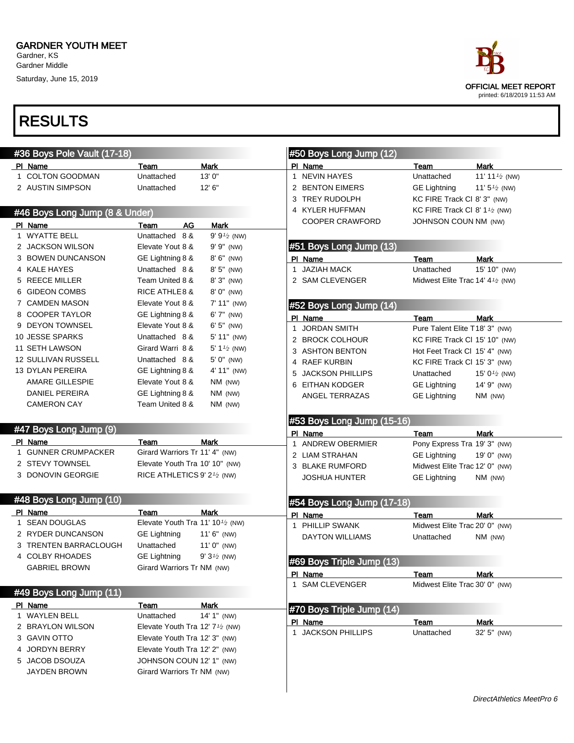GARDNER YOUTH MEET
Gardner, KS
Gardner Middle
Saturday, June 15, 2019

OFFICIAL MEET REPORT
printed: 6/18/2019 11:53 AM

# RESULTS

## #36 Boys Pole Vault (17-18)

| Pl | Name | Team | Mark |
|---|---|---|---|
| 1 | COLTON GOODMAN | Unattached | 13' 0" |
| 2 | AUSTIN SIMPSON | Unattached | 12' 6" |

## #46 Boys Long Jump (8 & Under)

| Pl | Name | Team | AG | Mark |
|---|---|---|---|---|
| 1 | WYATTE BELL | Unattached | 8 & | 9' 9½ (NW) |
| 2 | JACKSON WILSON | Elevate Yout | 8 & | 9' 9" (NW) |
| 3 | BOWEN DUNCANSON | GE Lightning | 8 & | 8' 6" (NW) |
| 4 | KALE HAYES | Unattached | 8 & | 8' 5" (NW) |
| 5 | REECE MILLER | Team United | 8 & | 8' 3" (NW) |
| 6 | GIDEON COMBS | RICE ATHLE | 8 & | 8' 0" (NW) |
| 7 | CAMDEN MASON | Elevate Yout | 8 & | 7' 11" (NW) |
| 8 | COOPER TAYLOR | GE Lightning | 8 & | 6' 7" (NW) |
| 9 | DEYON TOWNSEL | Elevate Yout | 8 & | 6' 5" (NW) |
| 10 | JESSE SPARKS | Unattached | 8 & | 5' 11" (NW) |
| 11 | SETH LAWSON | Girard Warri | 8 & | 5' 1½ (NW) |
| 12 | SULLIVAN RUSSELL | Unattached | 8 & | 5' 0" (NW) |
| 13 | DYLAN PEREIRA | GE Lightning | 8 & | 4' 11" (NW) |
| | AMARE GILLESPIE | Elevate Yout | 8 & | NM (NW) |
| | DANIEL PEREIRA | GE Lightning | 8 & | NM (NW) |
| | CAMERON CAY | Team United | 8 & | NM (NW) |

## #47 Boys Long Jump (9)

| Pl | Name | Team | Mark |
|---|---|---|---|
| 1 | GUNNER CRUMPACKER | Girard Warriors Tr | 11' 4" (NW) |
| 2 | STEVY TOWNSEL | Elevate Youth Tra | 10' 10" (NW) |
| 3 | DONOVIN GEORGIE | RICE ATHLETICS | 9' 2½ (NW) |

## #48 Boys Long Jump (10)

| Pl | Name | Team | Mark |
|---|---|---|---|
| 1 | SEAN DOUGLAS | Elevate Youth Tra | 11' 10½ (NW) |
| 2 | RYDER DUNCANSON | GE Lightning | 11' 6" (NW) |
| 3 | TRENTEN BARRACLOUGH | Unattached | 11' 0" (NW) |
| 4 | COLBY RHOADES | GE Lightning | 9' 3½ (NW) |
| | GABRIEL BROWN | Girard Warriors Tr | NM (NW) |

## #49 Boys Long Jump (11)

| Pl | Name | Team | Mark |
|---|---|---|---|
| 1 | WAYLEN BELL | Unattached | 14' 1" (NW) |
| 2 | BRAYLON WILSON | Elevate Youth Tra | 12' 7½ (NW) |
| 3 | GAVIN OTTO | Elevate Youth Tra | 12' 3" (NW) |
| 4 | JORDYN BERRY | Elevate Youth Tra | 12' 2" (NW) |
| 5 | JACOB DSOUZA | JOHNSON COUN | 12' 1" (NW) |
| | JAYDEN BROWN | Girard Warriors Tr | NM (NW) |

## #50 Boys Long Jump (12)

| Pl | Name | Team | Mark |
|---|---|---|---|
| 1 | NEVIN HAYES | Unattached | 11' 11½ (NW) |
| 2 | BENTON EIMERS | GE Lightning | 11' 5½ (NW) |
| 3 | TREY RUDOLPH | KC FIRE Track Cl | 8' 3" (NW) |
| 4 | KYLER HUFFMAN | KC FIRE Track Cl | 8' 1½ (NW) |
| | COOPER CRAWFORD | JOHNSON COUN | NM (NW) |

## #51 Boys Long Jump (13)

| Pl | Name | Team | Mark |
|---|---|---|---|
| 1 | JAZIAH MACK | Unattached | 15' 10" (NW) |
| 2 | SAM CLEVENGER | Midwest Elite Trac | 14' 4½ (NW) |

## #52 Boys Long Jump (14)

| Pl | Name | Team | Mark |
|---|---|---|---|
| 1 | JORDAN SMITH | Pure Talent Elite T | 18' 3" (NW) |
| 2 | BROCK COLHOUR | KC FIRE Track Cl | 15' 10" (NW) |
| 3 | ASHTON BENTON | Hot Feet Track Cl | 15' 4" (NW) |
| 4 | RAEF KURBIN | KC FIRE Track Cl | 15' 3" (NW) |
| 5 | JACKSON PHILLIPS | Unattached | 15' 0½ (NW) |
| 6 | EITHAN KODGER | GE Lightning | 14' 9" (NW) |
| | ANGEL TERRAZAS | GE Lightning | NM (NW) |

## #53 Boys Long Jump (15-16)

| Pl | Name | Team | Mark |
|---|---|---|---|
| 1 | ANDREW OBERMIER | Pony Express Tra | 19' 3" (NW) |
| 2 | LIAM STRAHAN | GE Lightning | 19' 0" (NW) |
| 3 | BLAKE RUMFORD | Midwest Elite Trac | 12' 0" (NW) |
| | JOSHUA HUNTER | GE Lightning | NM (NW) |

## #54 Boys Long Jump (17-18)

| Pl | Name | Team | Mark |
|---|---|---|---|
| 1 | PHILLIP SWANK | Midwest Elite Trac | 20' 0" (NW) |
| | DAYTON WILLIAMS | Unattached | NM (NW) |

## #69 Boys Triple Jump (13)

| Pl | Name | Team | Mark |
|---|---|---|---|
| 1 | SAM CLEVENGER | Midwest Elite Trac | 30' 0" (NW) |

## #70 Boys Triple Jump (14)

| Pl | Name | Team | Mark |
|---|---|---|---|
| 1 | JACKSON PHILLIPS | Unattached | 32' 5" (NW) |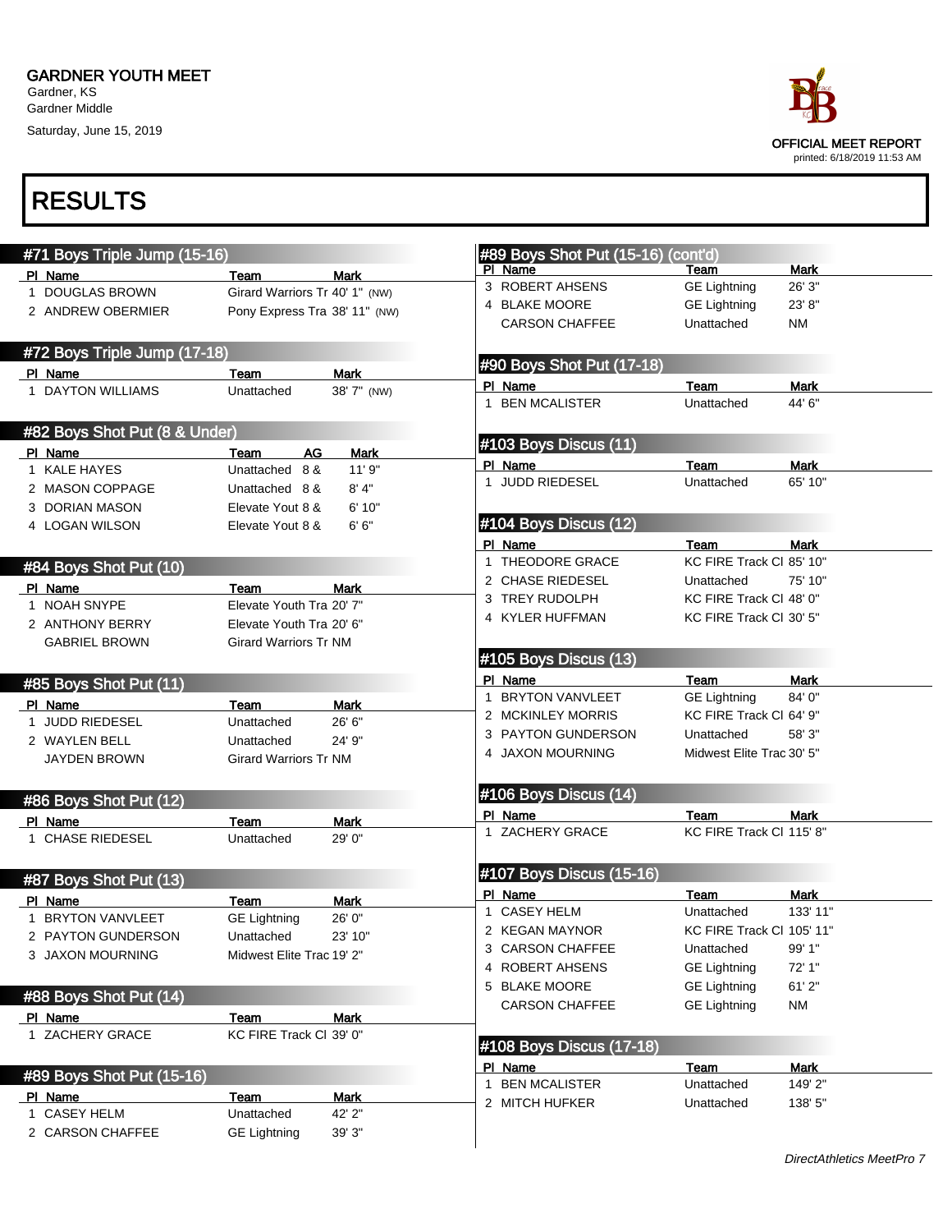GARDNER YOUTH MEET
Gardner, KS
Gardner Middle
Saturday, June 15, 2019

OFFICIAL MEET REPORT
printed: 6/18/2019 11:53 AM

# RESULTS

## #71 Boys Triple Jump (15-16)

| Pl | Name | Team | Mark |
|---|---|---|---|
| 1 | DOUGLAS BROWN | Girard Warriors Tr | 40' 1" (NW) |
| 2 | ANDREW OBERMIER | Pony Express Tra | 38' 11" (NW) |

## #72 Boys Triple Jump (17-18)

| Pl | Name | Team | Mark |
|---|---|---|---|
| 1 | DAYTON WILLIAMS | Unattached | 38' 7" (NW) |

## #82 Boys Shot Put (8 & Under)

| Pl | Name | Team | AG | Mark |
|---|---|---|---|---|
| 1 | KALE HAYES | Unattached | 8 & | 11' 9" |
| 2 | MASON COPPAGE | Unattached | 8 & | 8' 4" |
| 3 | DORIAN MASON | Elevate Yout | 8 & | 6' 10" |
| 4 | LOGAN WILSON | Elevate Yout | 8 & | 6' 6" |

## #84 Boys Shot Put (10)

| Pl | Name | Team | Mark |
|---|---|---|---|
| 1 | NOAH SNYPE | Elevate Youth Tra | 20' 7" |
| 2 | ANTHONY BERRY | Elevate Youth Tra | 20' 6" |
| | GABRIEL BROWN | Girard Warriors Tr | NM |

## #85 Boys Shot Put (11)

| Pl | Name | Team | Mark |
|---|---|---|---|
| 1 | JUDD RIEDESEL | Unattached | 26' 6" |
| 2 | WAYLEN BELL | Unattached | 24' 9" |
| | JAYDEN BROWN | Girard Warriors Tr | NM |

## #86 Boys Shot Put (12)

| Pl | Name | Team | Mark |
|---|---|---|---|
| 1 | CHASE RIEDESEL | Unattached | 29' 0" |

## #87 Boys Shot Put (13)

| Pl | Name | Team | Mark |
|---|---|---|---|
| 1 | BRYTON VANVLEET | GE Lightning | 26' 0" |
| 2 | PAYTON GUNDERSON | Unattached | 23' 10" |
| 3 | JAXON MOURNING | Midwest Elite Trac | 19' 2" |

## #88 Boys Shot Put (14)

| Pl | Name | Team | Mark |
|---|---|---|---|
| 1 | ZACHERY GRACE | KC FIRE Track Cl | 39' 0" |

## #89 Boys Shot Put (15-16)

| Pl | Name | Team | Mark |
|---|---|---|---|
| 1 | CASEY HELM | Unattached | 42' 2" |
| 2 | CARSON CHAFFEE | GE Lightning | 39' 3" |
| 3 | ROBERT AHSENS | GE Lightning | 26' 3" |
| 4 | BLAKE MOORE | GE Lightning | 23' 8" |
| | CARSON CHAFFEE | Unattached | NM |

## #90 Boys Shot Put (17-18)

| Pl | Name | Team | Mark |
|---|---|---|---|
| 1 | BEN MCALISTER | Unattached | 44' 6" |

## #103 Boys Discus (11)

| Pl | Name | Team | Mark |
|---|---|---|---|
| 1 | JUDD RIEDESEL | Unattached | 65' 10" |

## #104 Boys Discus (12)

| Pl | Name | Team | Mark |
|---|---|---|---|
| 1 | THEODORE GRACE | KC FIRE Track Cl | 85' 10" |
| 2 | CHASE RIEDESEL | Unattached | 75' 10" |
| 3 | TREY RUDOLPH | KC FIRE Track Cl | 48' 0" |
| 4 | KYLER HUFFMAN | KC FIRE Track Cl | 30' 5" |

## #105 Boys Discus (13)

| Pl | Name | Team | Mark |
|---|---|---|---|
| 1 | BRYTON VANVLEET | GE Lightning | 84' 0" |
| 2 | MCKINLEY MORRIS | KC FIRE Track Cl | 64' 9" |
| 3 | PAYTON GUNDERSON | Unattached | 58' 3" |
| 4 | JAXON MOURNING | Midwest Elite Trac | 30' 5" |

## #106 Boys Discus (14)

| Pl | Name | Team | Mark |
|---|---|---|---|
| 1 | ZACHERY GRACE | KC FIRE Track Cl | 115' 8" |

## #107 Boys Discus (15-16)

| Pl | Name | Team | Mark |
|---|---|---|---|
| 1 | CASEY HELM | Unattached | 133' 11" |
| 2 | KEGAN MAYNOR | KC FIRE Track Cl | 105' 11" |
| 3 | CARSON CHAFFEE | Unattached | 99' 1" |
| 4 | ROBERT AHSENS | GE Lightning | 72' 1" |
| 5 | BLAKE MOORE | GE Lightning | 61' 2" |
| | CARSON CHAFFEE | GE Lightning | NM |

## #108 Boys Discus (17-18)

| Pl | Name | Team | Mark |
|---|---|---|---|
| 1 | BEN MCALISTER | Unattached | 149' 2" |
| 2 | MITCH HUFKER | Unattached | 138' 5" |

*DirectAthletics MeetPro 7*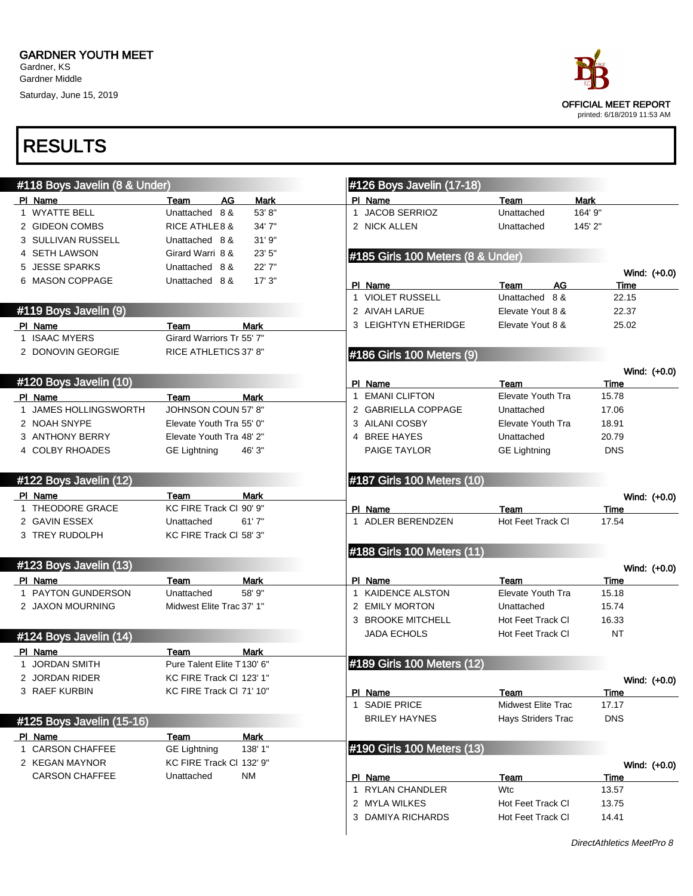GARDNER YOUTH MEET
Gardner, KS
Gardner Middle
Saturday, June 15, 2019

OFFICIAL MEET REPORT
printed: 6/18/2019 11:53 AM

# RESULTS

## #118 Boys Javelin (8 & Under)

| Pl | Name | Team | AG | Mark |
|---|---|---|---|---|
| 1 | WYATTE BELL | Unattached | 8 & | 53' 8" |
| 2 | GIDEON COMBS | RICE ATHLE | 8 & | 34' 7" |
| 3 | SULLIVAN RUSSELL | Unattached | 8 & | 31' 9" |
| 4 | SETH LAWSON | Girard Warri | 8 & | 23' 5" |
| 5 | JESSE SPARKS | Unattached | 8 & | 22' 7" |
| 6 | MASON COPPAGE | Unattached | 8 & | 17' 3" |

## #119 Boys Javelin (9)

| Pl | Name | Team | Mark |
|---|---|---|---|
| 1 | ISAAC MYERS | Girard Warriors Tr | 55' 7" |
| 2 | DONOVIN GEORGIE | RICE ATHLETICS | 37' 8" |

## #120 Boys Javelin (10)

| Pl | Name | Team | Mark |
|---|---|---|---|
| 1 | JAMES HOLLINGSWORTH | JOHNSON COUN | 57' 8" |
| 2 | NOAH SNYPE | Elevate Youth Tra | 55' 0" |
| 3 | ANTHONY BERRY | Elevate Youth Tra | 48' 2" |
| 4 | COLBY RHOADES | GE Lightning | 46' 3" |

## #122 Boys Javelin (12)

| Pl | Name | Team | Mark |
|---|---|---|---|
| 1 | THEODORE GRACE | KC FIRE Track Cl | 90' 9" |
| 2 | GAVIN ESSEX | Unattached | 61' 7" |
| 3 | TREY RUDOLPH | KC FIRE Track Cl | 58' 3" |

## #123 Boys Javelin (13)

| Pl | Name | Team | Mark |
|---|---|---|---|
| 1 | PAYTON GUNDERSON | Unattached | 58' 9" |
| 2 | JAXON MOURNING | Midwest Elite Trac | 37' 1" |

## #124 Boys Javelin (14)

| Pl | Name | Team | Mark |
|---|---|---|---|
| 1 | JORDAN SMITH | Pure Talent Elite T | 130' 6" |
| 2 | JORDAN RIDER | KC FIRE Track Cl | 123' 1" |
| 3 | RAEF KURBIN | KC FIRE Track Cl | 71' 10" |

## #125 Boys Javelin (15-16)

| Pl | Name | Team | Mark |
|---|---|---|---|
| 1 | CARSON CHAFFEE | GE Lightning | 138' 1" |
| 2 | KEGAN MAYNOR | KC FIRE Track Cl | 132' 9" |
| | CARSON CHAFFEE | Unattached | NM |

## #126 Boys Javelin (17-18)

| Pl | Name | Team | Mark |
|---|---|---|---|
| 1 | JACOB SERRIOZ | Unattached | 164' 9" |
| 2 | NICK ALLEN | Unattached | 145' 2" |

## #185 Girls 100 Meters (8 & Under)

Wind: (+0.0)

| Pl | Name | Team | AG | Time |
|---|---|---|---|---|
| 1 | VIOLET RUSSELL | Unattached | 8 & | 22.15 |
| 2 | AIVAH LARUE | Elevate Yout | 8 & | 22.37 |
| 3 | LEIGHTYN ETHERIDGE | Elevate Yout | 8 & | 25.02 |

## #186 Girls 100 Meters (9)

Wind: (+0.0)

| Pl | Name | Team | Time |
|---|---|---|---|
| 1 | EMANI CLIFTON | Elevate Youth Tra | 15.78 |
| 2 | GABRIELLA COPPAGE | Unattached | 17.06 |
| 3 | AILANI COSBY | Elevate Youth Tra | 18.91 |
| 4 | BREE HAYES | Unattached | 20.79 |
| | PAIGE TAYLOR | GE Lightning | DNS |

## #187 Girls 100 Meters (10)

Wind: (+0.0)

| Pl | Name | Team | Time |
|---|---|---|---|
| 1 | ADLER BERENDZEN | Hot Feet Track Cl | 17.54 |

## #188 Girls 100 Meters (11)

Wind: (+0.0)

| Pl | Name | Team | Time |
|---|---|---|---|
| 1 | KAIDENCE ALSTON | Elevate Youth Tra | 15.18 |
| 2 | EMILY MORTON | Unattached | 15.74 |
| 3 | BROOKE MITCHELL | Hot Feet Track Cl | 16.33 |
| | JADA ECHOLS | Hot Feet Track Cl | NT |

## #189 Girls 100 Meters (12)

Wind: (+0.0)

| Pl | Name | Team | Time |
|---|---|---|---|
| 1 | SADIE PRICE | Midwest Elite Trac | 17.17 |
| | BRILEY HAYNES | Hays Striders Trac | DNS |

## #190 Girls 100 Meters (13)

Wind: (+0.0)

| Pl | Name | Team | Time |
|---|---|---|---|
| 1 | RYLAN CHANDLER | Wtc | 13.57 |
| 2 | MYLA WILKES | Hot Feet Track Cl | 13.75 |
| 3 | DAMIYA RICHARDS | Hot Feet Track Cl | 14.41 |

*DirectAthletics MeetPro 8*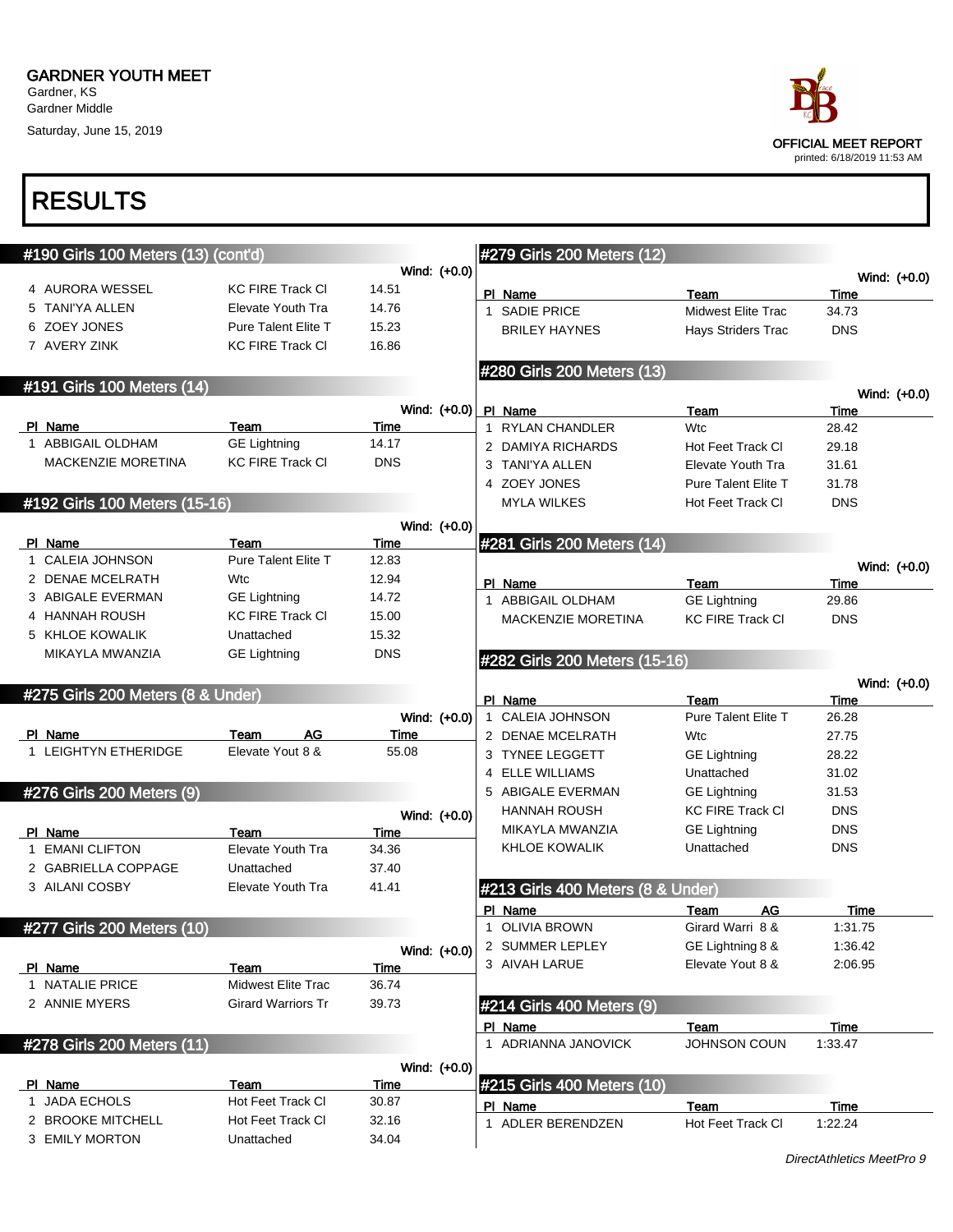# GARDNER YOUTH MEET

Gardner, KS
Gardner Middle
Saturday, June 15, 2019

OFFICIAL MEET REPORT
printed: 6/18/2019 11:53 AM

# RESULTS

## #190 Girls 100 Meters (13) (cont'd)

Wind: (+0.0)

| Pl | Name | Team | Time |
|---|---|---|---|
| 4 | AURORA WESSEL | KC FIRE Track Cl | 14.51 |
| 5 | TANI'YA ALLEN | Elevate Youth Tra | 14.76 |
| 6 | ZOEY JONES | Pure Talent Elite T | 15.23 |
| 7 | AVERY ZINK | KC FIRE Track Cl | 16.86 |

## #191 Girls 100 Meters (14)

Wind: (+0.0)

| Pl | Name | Team | Time |
|---|---|---|---|
| 1 | ABBIGAIL OLDHAM | GE Lightning | 14.17 |
| | MACKENZIE MORETINA | KC FIRE Track Cl | DNS |

## #192 Girls 100 Meters (15-16)

Wind: (+0.0)

| Pl | Name | Team | Time |
|---|---|---|---|
| 1 | CALEIA JOHNSON | Pure Talent Elite T | 12.83 |
| 2 | DENAE MCELRATH | Wtc | 12.94 |
| 3 | ABIGALE EVERMAN | GE Lightning | 14.72 |
| 4 | HANNAH ROUSH | KC FIRE Track Cl | 15.00 |
| 5 | KHLOE KOWALIK | Unattached | 15.32 |
| | MIKAYLA MWANZIA | GE Lightning | DNS |

## #275 Girls 200 Meters (8 & Under)

Wind: (+0.0)

| Pl | Name | Team | AG | Time |
|---|---|---|---|---|
| 1 | LEIGHTYN ETHERIDGE | Elevate Yout | 8 & | 55.08 |

## #276 Girls 200 Meters (9)

Wind: (+0.0)

| Pl | Name | Team | Time |
|---|---|---|---|
| 1 | EMANI CLIFTON | Elevate Youth Tra | 34.36 |
| 2 | GABRIELLA COPPAGE | Unattached | 37.40 |
| 3 | AILANI COSBY | Elevate Youth Tra | 41.41 |

## #277 Girls 200 Meters (10)

Wind: (+0.0)

| Pl | Name | Team | Time |
|---|---|---|---|
| 1 | NATALIE PRICE | Midwest Elite Trac | 36.74 |
| 2 | ANNIE MYERS | Girard Warriors Tr | 39.73 |

## #278 Girls 200 Meters (11)

Wind: (+0.0)

| Pl | Name | Team | Time |
|---|---|---|---|
| 1 | JADA ECHOLS | Hot Feet Track Cl | 30.87 |
| 2 | BROOKE MITCHELL | Hot Feet Track Cl | 32.16 |
| 3 | EMILY MORTON | Unattached | 34.04 |

## #279 Girls 200 Meters (12)

Wind: (+0.0)

| Pl | Name | Team | Time |
|---|---|---|---|
| 1 | SADIE PRICE | Midwest Elite Trac | 34.73 |
| | BRILEY HAYNES | Hays Striders Trac | DNS |

## #280 Girls 200 Meters (13)

Wind: (+0.0)

| Pl | Name | Team | Time |
|---|---|---|---|
| 1 | RYLAN CHANDLER | Wtc | 28.42 |
| 2 | DAMIYA RICHARDS | Hot Feet Track Cl | 29.18 |
| 3 | TANI'YA ALLEN | Elevate Youth Tra | 31.61 |
| 4 | ZOEY JONES | Pure Talent Elite T | 31.78 |
| | MYLA WILKES | Hot Feet Track Cl | DNS |

## #281 Girls 200 Meters (14)

Wind: (+0.0)

| Pl | Name | Team | Time |
|---|---|---|---|
| 1 | ABBIGAIL OLDHAM | GE Lightning | 29.86 |
| | MACKENZIE MORETINA | KC FIRE Track Cl | DNS |

## #282 Girls 200 Meters (15-16)

Wind: (+0.0)

| Pl | Name | Team | Time |
|---|---|---|---|
| 1 | CALEIA JOHNSON | Pure Talent Elite T | 26.28 |
| 2 | DENAE MCELRATH | Wtc | 27.75 |
| 3 | TYNEE LEGGETT | GE Lightning | 28.22 |
| 4 | ELLE WILLIAMS | Unattached | 31.02 |
| 5 | ABIGALE EVERMAN | GE Lightning | 31.53 |
| | HANNAH ROUSH | KC FIRE Track Cl | DNS |
| | MIKAYLA MWANZIA | GE Lightning | DNS |
| | KHLOE KOWALIK | Unattached | DNS |

## #213 Girls 400 Meters (8 & Under)

| Pl | Name | Team | AG | Time |
|---|---|---|---|---|
| 1 | OLIVIA BROWN | Girard Warri | 8 & | 1:31.75 |
| 2 | SUMMER LEPLEY | GE Lightning | 8 & | 1:36.42 |
| 3 | AIVAH LARUE | Elevate Yout | 8 & | 2:06.95 |

## #214 Girls 400 Meters (9)

| Pl | Name | Team | Time |
|---|---|---|---|
| 1 | ADRIANNA JANOVICK | JOHNSON COUN | 1:33.47 |

## #215 Girls 400 Meters (10)

| Pl | Name | Team | Time |
|---|---|---|---|
| 1 | ADLER BERENDZEN | Hot Feet Track Cl | 1:22.24 |

*DirectAthletics MeetPro 9*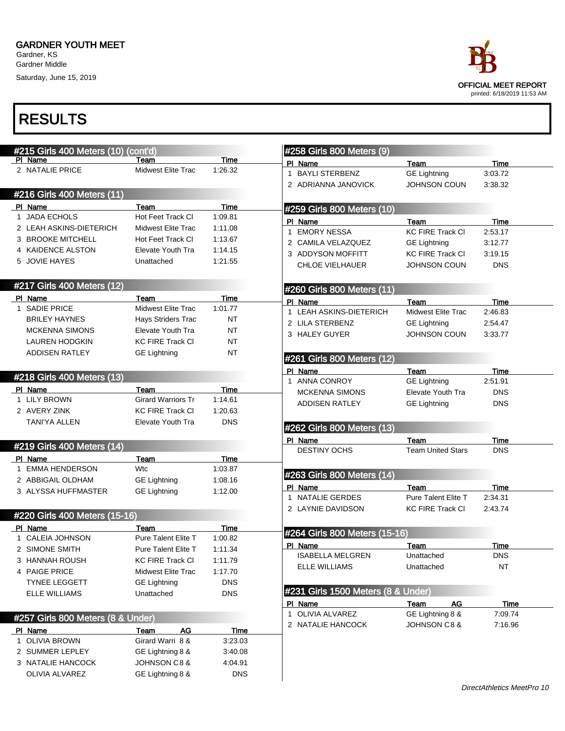# GARDNER YOUTH MEET

Gardner, KS
Gardner Middle
Saturday, June 15, 2019

OFFICIAL MEET REPORT
printed: 6/18/2019 11:53 AM

# RESULTS

## #215 Girls 400 Meters (10) (cont'd)

| Pl | Name | Team | Time |
|---|---|---|---|
| 2 | NATALIE PRICE | Midwest Elite Trac | 1:26.32 |

## #216 Girls 400 Meters (11)

| Pl | Name | Team | Time |
|---|---|---|---|
| 1 | JADA ECHOLS | Hot Feet Track Cl | 1:09.81 |
| 2 | LEAH ASKINS-DIETERICH | Midwest Elite Trac | 1:11.08 |
| 3 | BROOKE MITCHELL | Hot Feet Track Cl | 1:13.67 |
| 4 | KAIDENCE ALSTON | Elevate Youth Tra | 1:14.15 |
| 5 | JOVIE HAYES | Unattached | 1:21.55 |

## #217 Girls 400 Meters (12)

| Pl | Name | Team | Time |
|---|---|---|---|
| 1 | SADIE PRICE | Midwest Elite Trac | 1:01.77 |
| | BRILEY HAYNES | Hays Striders Trac | NT |
| | MCKENNA SIMONS | Elevate Youth Tra | NT |
| | LAUREN HODGKIN | KC FIRE Track Cl | NT |
| | ADDISEN RATLEY | GE Lightning | NT |

## #218 Girls 400 Meters (13)

| Pl | Name | Team | Time |
|---|---|---|---|
| 1 | LILY BROWN | Girard Warriors Tr | 1:14.61 |
| 2 | AVERY ZINK | KC FIRE Track Cl | 1:20.63 |
| | TANI'YA ALLEN | Elevate Youth Tra | DNS |

## #219 Girls 400 Meters (14)

| Pl | Name | Team | Time |
|---|---|---|---|
| 1 | EMMA HENDERSON | Wtc | 1:03.87 |
| 2 | ABBIGAIL OLDHAM | GE Lightning | 1:08.16 |
| 3 | ALYSSA HUFFMASTER | GE Lightning | 1:12.00 |

## #220 Girls 400 Meters (15-16)

| Pl | Name | Team | Time |
|---|---|---|---|
| 1 | CALEIA JOHNSON | Pure Talent Elite T | 1:00.82 |
| 2 | SIMONE SMITH | Pure Talent Elite T | 1:11.34 |
| 3 | HANNAH ROUSH | KC FIRE Track Cl | 1:11.79 |
| 4 | PAIGE PRICE | Midwest Elite Trac | 1:17.70 |
| | TYNEE LEGGETT | GE Lightning | DNS |
| | ELLE WILLIAMS | Unattached | DNS |

## #257 Girls 800 Meters (8 & Under)

| Pl | Name | Team | AG | Time |
|---|---|---|---|---|
| 1 | OLIVIA BROWN | Girard Warri | 8 & | 3:23.03 |
| 2 | SUMMER LEPLEY | GE Lightning | 8 & | 3:40.08 |
| 3 | NATALIE HANCOCK | JOHNSON C | 8 & | 4:04.91 |
| | OLIVIA ALVAREZ | GE Lightning | 8 & | DNS |

## #258 Girls 800 Meters (9)

| Pl | Name | Team | Time |
|---|---|---|---|
| 1 | BAYLI STERBENZ | GE Lightning | 3:03.72 |
| 2 | ADRIANNA JANOVICK | JOHNSON COUN | 3:38.32 |

## #259 Girls 800 Meters (10)

| Pl | Name | Team | Time |
|---|---|---|---|
| 1 | EMORY NESSA | KC FIRE Track Cl | 2:53.17 |
| 2 | CAMILA VELAZQUEZ | GE Lightning | 3:12.77 |
| 3 | ADDYSON MOFFITT | KC FIRE Track Cl | 3:19.15 |
| | CHLOE VIELHAUER | JOHNSON COUN | DNS |

## #260 Girls 800 Meters (11)

| Pl | Name | Team | Time |
|---|---|---|---|
| 1 | LEAH ASKINS-DIETERICH | Midwest Elite Trac | 2:46.83 |
| 2 | LILA STERBENZ | GE Lightning | 2:54.47 |
| 3 | HALEY GUYER | JOHNSON COUN | 3:33.77 |

## #261 Girls 800 Meters (12)

| Pl | Name | Team | Time |
|---|---|---|---|
| 1 | ANNA CONROY | GE Lightning | 2:51.91 |
| | MCKENNA SIMONS | Elevate Youth Tra | DNS |
| | ADDISEN RATLEY | GE Lightning | DNS |

## #262 Girls 800 Meters (13)

| Pl | Name | Team | Time |
|---|---|---|---|
| | DESTINY OCHS | Team United Stars | DNS |

## #263 Girls 800 Meters (14)

| Pl | Name | Team | Time |
|---|---|---|---|
| 1 | NATALIE GERDES | Pure Talent Elite T | 2:34.31 |
| 2 | LAYNIE DAVIDSON | KC FIRE Track Cl | 2:43.74 |

## #264 Girls 800 Meters (15-16)

| Pl | Name | Team | Time |
|---|---|---|---|
| | ISABELLA MELGREN | Unattached | DNS |
| | ELLE WILLIAMS | Unattached | NT |

## #231 Girls 1500 Meters (8 & Under)

| Pl | Name | Team | AG | Time |
|---|---|---|---|---|
| 1 | OLIVIA ALVAREZ | GE Lightning | 8 & | 7:09.74 |
| 2 | NATALIE HANCOCK | JOHNSON C | 8 & | 7:16.96 |

DirectAthletics MeetPro 10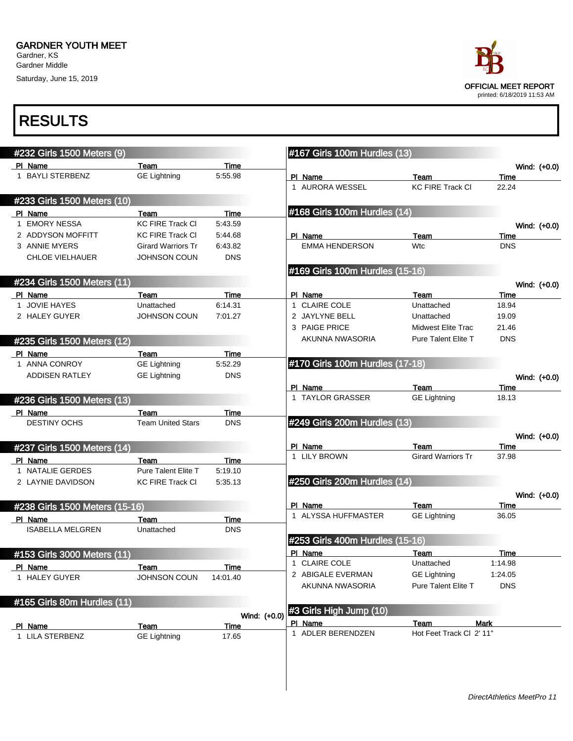GARDNER YOUTH MEET
Gardner, KS
Gardner Middle
Saturday, June 15, 2019

OFFICIAL MEET REPORT
printed: 6/18/2019 11:53 AM

# RESULTS

## #232 Girls 1500 Meters (9)

| Pl | Name | Team | Time |
|---|---|---|---|
| 1 | BAYLI STERBENZ | GE Lightning | 5:55.98 |

## #233 Girls 1500 Meters (10)

| Pl | Name | Team | Time |
|---|---|---|---|
| 1 | EMORY NESSA | KC FIRE Track Cl | 5:43.59 |
| 2 | ADDYSON MOFFITT | KC FIRE Track Cl | 5:44.68 |
| 3 | ANNIE MYERS | Girard Warriors Tr | 6:43.82 |
| | CHLOE VIELHAUER | JOHNSON COUN | DNS |

## #234 Girls 1500 Meters (11)

| Pl | Name | Team | Time |
|---|---|---|---|
| 1 | JOVIE HAYES | Unattached | 6:14.31 |
| 2 | HALEY GUYER | JOHNSON COUN | 7:01.27 |

## #235 Girls 1500 Meters (12)

| Pl | Name | Team | Time |
|---|---|---|---|
| 1 | ANNA CONROY | GE Lightning | 5:52.29 |
| | ADDISEN RATLEY | GE Lightning | DNS |

## #236 Girls 1500 Meters (13)

| Pl | Name | Team | Time |
|---|---|---|---|
| | DESTINY OCHS | Team United Stars | DNS |

## #237 Girls 1500 Meters (14)

| Pl | Name | Team | Time |
|---|---|---|---|
| 1 | NATALIE GERDES | Pure Talent Elite T | 5:19.10 |
| 2 | LAYNIE DAVIDSON | KC FIRE Track Cl | 5:35.13 |

## #238 Girls 1500 Meters (15-16)

| Pl | Name | Team | Time |
|---|---|---|---|
| | ISABELLA MELGREN | Unattached | DNS |

## #153 Girls 3000 Meters (11)

| Pl | Name | Team | Time |
|---|---|---|---|
| 1 | HALEY GUYER | JOHNSON COUN | 14:01.40 |

## #165 Girls 80m Hurdles (11)

Wind: (+0.0)

| Pl | Name | Team | Time |
|---|---|---|---|
| 1 | LILA STERBENZ | GE Lightning | 17.65 |

## #167 Girls 100m Hurdles (13)

Wind: (+0.0)

| Pl | Name | Team | Time |
|---|---|---|---|
| 1 | AURORA WESSEL | KC FIRE Track Cl | 22.24 |

## #168 Girls 100m Hurdles (14)

Wind: (+0.0)

| Pl | Name | Team | Time |
|---|---|---|---|
| | EMMA HENDERSON | Wtc | DNS |

## #169 Girls 100m Hurdles (15-16)

Wind: (+0.0)

| Pl | Name | Team | Time |
|---|---|---|---|
| 1 | CLAIRE COLE | Unattached | 18.94 |
| 2 | JAYLYNE BELL | Unattached | 19.09 |
| 3 | PAIGE PRICE | Midwest Elite Trac | 21.46 |
| | AKUNNA NWASORIA | Pure Talent Elite T | DNS |

## #170 Girls 100m Hurdles (17-18)

Wind: (+0.0)

| Pl | Name | Team | Time |
|---|---|---|---|
| 1 | TAYLOR GRASSER | GE Lightning | 18.13 |

## #249 Girls 200m Hurdles (13)

Wind: (+0.0)

| Pl | Name | Team | Time |
|---|---|---|---|
| 1 | LILY BROWN | Girard Warriors Tr | 37.98 |

## #250 Girls 200m Hurdles (14)

Wind: (+0.0)

| Pl | Name | Team | Time |
|---|---|---|---|
| 1 | ALYSSA HUFFMASTER | GE Lightning | 36.05 |

## #253 Girls 400m Hurdles (15-16)

| Pl | Name | Team | Time |
|---|---|---|---|
| 1 | CLAIRE COLE | Unattached | 1:14.98 |
| 2 | ABIGALE EVERMAN | GE Lightning | 1:24.05 |
| | AKUNNA NWASORIA | Pure Talent Elite T | DNS |

## #3 Girls High Jump (10)

| Pl | Name | Team | Mark |
|---|---|---|---|
| 1 | ADLER BERENDZEN | Hot Feet Track Cl | 2' 11" |

*DirectAthletics MeetPro 11*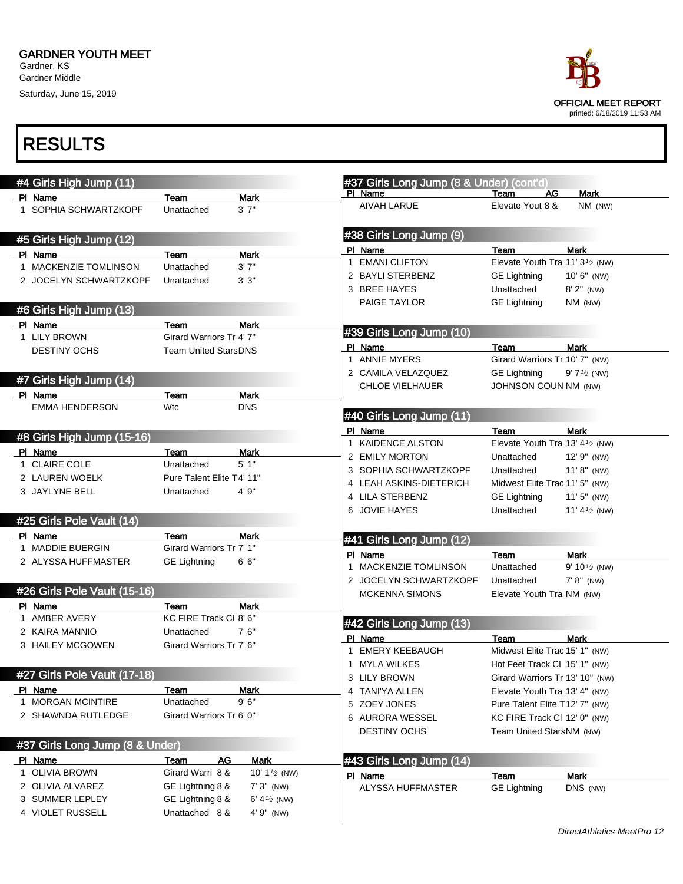GARDNER YOUTH MEET
Gardner, KS
Gardner Middle
Saturday, June 15, 2019

OFFICIAL MEET REPORT
printed: 6/18/2019 11:53 AM

# RESULTS

## #4 Girls High Jump (11)

| Pl | Name | Team | Mark |
|---|---|---|---|
| 1 | SOPHIA SCHWARTZKOPF | Unattached | 3' 7" |

## #5 Girls High Jump (12)

| Pl | Name | Team | Mark |
|---|---|---|---|
| 1 | MACKENZIE TOMLINSON | Unattached | 3' 7" |
| 2 | JOCELYN SCHWARTZKOPF | Unattached | 3' 3" |

## #6 Girls High Jump (13)

| Pl | Name | Team | Mark |
|---|---|---|---|
| 1 | LILY BROWN | Girard Warriors Tr | 4' 7" |
| | DESTINY OCHS | Team United Stars | DNS |

## #7 Girls High Jump (14)

| Pl | Name | Team | Mark |
|---|---|---|---|
| | EMMA HENDERSON | Wtc | DNS |

## #8 Girls High Jump (15-16)

| Pl | Name | Team | Mark |
|---|---|---|---|
| 1 | CLAIRE COLE | Unattached | 5' 1" |
| 2 | LAUREN WOELK | Pure Talent Elite T | 4' 11" |
| 3 | JAYLYNE BELL | Unattached | 4' 9" |

## #25 Girls Pole Vault (14)

| Pl | Name | Team | Mark |
|---|---|---|---|
| 1 | MADDIE BUERGIN | Girard Warriors Tr | 7' 1" |
| 2 | ALYSSA HUFFMASTER | GE Lightning | 6' 6" |

## #26 Girls Pole Vault (15-16)

| Pl | Name | Team | Mark |
|---|---|---|---|
| 1 | AMBER AVERY | KC FIRE Track Cl | 8' 6" |
| 2 | KAIRA MANNIO | Unattached | 7' 6" |
| 3 | HAILEY MCGOWEN | Girard Warriors Tr | 7' 6" |

## #27 Girls Pole Vault (17-18)

| Pl | Name | Team | Mark |
|---|---|---|---|
| 1 | MORGAN MCINTIRE | Unattached | 9' 6" |
| 2 | SHAWNDA RUTLEDGE | Girard Warriors Tr | 6' 0" |

## #37 Girls Long Jump (8 & Under)

| Pl | Name | Team | AG | Mark |
|---|---|---|---|---|
| 1 | OLIVIA BROWN | Girard Warri | 8 & | 10' 1½ (NW) |
| 2 | OLIVIA ALVAREZ | GE Lightning | 8 & | 7' 3" (NW) |
| 3 | SUMMER LEPLEY | GE Lightning | 8 & | 6' 4½ (NW) |
| 4 | VIOLET RUSSELL | Unattached | 8 & | 4' 9" (NW) |
| | AIVAH LARUE | Elevate Yout | 8 & | NM (NW) |

## #38 Girls Long Jump (9)

| Pl | Name | Team | Mark |
|---|---|---|---|
| 1 | EMANI CLIFTON | Elevate Youth Tra | 11' 3½ (NW) |
| 2 | BAYLI STERBENZ | GE Lightning | 10' 6" (NW) |
| 3 | BREE HAYES | Unattached | 8' 2" (NW) |
| | PAIGE TAYLOR | GE Lightning | NM (NW) |

## #39 Girls Long Jump (10)

| Pl | Name | Team | Mark |
|---|---|---|---|
| 1 | ANNIE MYERS | Girard Warriors Tr | 10' 7" (NW) |
| 2 | CAMILA VELAZQUEZ | GE Lightning | 9' 7½ (NW) |
| | CHLOE VIELHAUER | JOHNSON COUN | NM (NW) |

## #40 Girls Long Jump (11)

| Pl | Name | Team | Mark |
|---|---|---|---|
| 1 | KAIDENCE ALSTON | Elevate Youth Tra | 13' 4½ (NW) |
| 2 | EMILY MORTON | Unattached | 12' 9" (NW) |
| 3 | SOPHIA SCHWARTZKOPF | Unattached | 11' 8" (NW) |
| 4 | LEAH ASKINS-DIETERICH | Midwest Elite Trac | 11' 5" (NW) |
| 4 | LILA STERBENZ | GE Lightning | 11' 5" (NW) |
| 6 | JOVIE HAYES | Unattached | 11' 4½ (NW) |

## #41 Girls Long Jump (12)

| Pl | Name | Team | Mark |
|---|---|---|---|
| 1 | MACKENZIE TOMLINSON | Unattached | 9' 10½ (NW) |
| 2 | JOCELYN SCHWARTZKOPF | Unattached | 7' 8" (NW) |
| | MCKENNA SIMONS | Elevate Youth Tra | NM (NW) |

## #42 Girls Long Jump (13)

| Pl | Name | Team | Mark |
|---|---|---|---|
| 1 | EMERY KEEBAUGH | Midwest Elite Trac | 15' 1" (NW) |
| 1 | MYLA WILKES | Hot Feet Track Cl | 15' 1" (NW) |
| 3 | LILY BROWN | Girard Warriors Tr | 13' 10" (NW) |
| 4 | TANI'YA ALLEN | Elevate Youth Tra | 13' 4" (NW) |
| 5 | ZOEY JONES | Pure Talent Elite T | 12' 7" (NW) |
| 6 | AURORA WESSEL | KC FIRE Track Cl | 12' 0" (NW) |
| | DESTINY OCHS | Team United Stars | NM (NW) |

## #43 Girls Long Jump (14)

| Pl | Name | Team | Mark |
|---|---|---|---|
| | ALYSSA HUFFMASTER | GE Lightning | DNS (NW) |

*DirectAthletics MeetPro 12*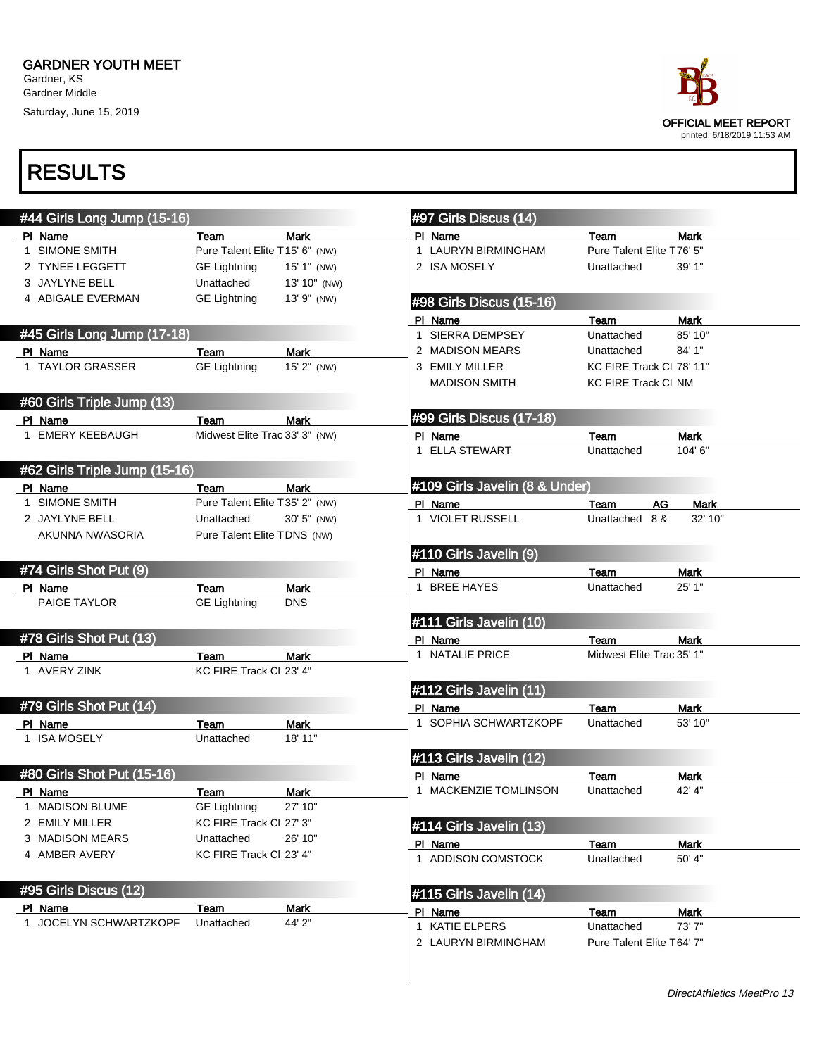GARDNER YOUTH MEET
Gardner, KS
Gardner Middle
Saturday, June 15, 2019

OFFICIAL MEET REPORT
printed: 6/18/2019 11:53 AM

# RESULTS

## #44 Girls Long Jump (15-16)

| Pl | Name | Team | Mark |
|---|---|---|---|
| 1 | SIMONE SMITH | Pure Talent Elite T | 15' 6" (NW) |
| 2 | TYNEE LEGGETT | GE Lightning | 15' 1" (NW) |
| 3 | JAYLYNE BELL | Unattached | 13' 10" (NW) |
| 4 | ABIGALE EVERMAN | GE Lightning | 13' 9" (NW) |

## #45 Girls Long Jump (17-18)

| Pl | Name | Team | Mark |
|---|---|---|---|
| 1 | TAYLOR GRASSER | GE Lightning | 15' 2" (NW) |

## #60 Girls Triple Jump (13)

| Pl | Name | Team | Mark |
|---|---|---|---|
| 1 | EMERY KEEBAUGH | Midwest Elite Trac | 33' 3" (NW) |

## #62 Girls Triple Jump (15-16)

| Pl | Name | Team | Mark |
|---|---|---|---|
| 1 | SIMONE SMITH | Pure Talent Elite T | 35' 2" (NW) |
| 2 | JAYLYNE BELL | Unattached | 30' 5" (NW) |
| | AKUNNA NWASORIA | Pure Talent Elite T | DNS (NW) |

## #74 Girls Shot Put (9)

| Pl | Name | Team | Mark |
|---|---|---|---|
| | PAIGE TAYLOR | GE Lightning | DNS |

## #78 Girls Shot Put (13)

| Pl | Name | Team | Mark |
|---|---|---|---|
| 1 | AVERY ZINK | KC FIRE Track Cl | 23' 4" |

## #79 Girls Shot Put (14)

| Pl | Name | Team | Mark |
|---|---|---|---|
| 1 | ISA MOSELY | Unattached | 18' 11" |

## #80 Girls Shot Put (15-16)

| Pl | Name | Team | Mark |
|---|---|---|---|
| 1 | MADISON BLUME | GE Lightning | 27' 10" |
| 2 | EMILY MILLER | KC FIRE Track Cl | 27' 3" |
| 3 | MADISON MEARS | Unattached | 26' 10" |
| 4 | AMBER AVERY | KC FIRE Track Cl | 23' 4" |

## #95 Girls Discus (12)

| Pl | Name | Team | Mark |
|---|---|---|---|
| 1 | JOCELYN SCHWARTZKOPF | Unattached | 44' 2" |

## #97 Girls Discus (14)

| Pl | Name | Team | Mark |
|---|---|---|---|
| 1 | LAURYN BIRMINGHAM | Pure Talent Elite T | 76' 5" |
| 2 | ISA MOSELY | Unattached | 39' 1" |

## #98 Girls Discus (15-16)

| Pl | Name | Team | Mark |
|---|---|---|---|
| 1 | SIERRA DEMPSEY | Unattached | 85' 10" |
| 2 | MADISON MEARS | Unattached | 84' 1" |
| 3 | EMILY MILLER | KC FIRE Track Cl | 78' 11" |
| | MADISON SMITH | KC FIRE Track Cl | NM |

## #99 Girls Discus (17-18)

| Pl | Name | Team | Mark |
|---|---|---|---|
| 1 | ELLA STEWART | Unattached | 104' 6" |

## #109 Girls Javelin (8 & Under)

| Pl | Name | Team | AG | Mark |
|---|---|---|---|---|
| 1 | VIOLET RUSSELL | Unattached | 8 & | 32' 10" |

## #110 Girls Javelin (9)

| Pl | Name | Team | Mark |
|---|---|---|---|
| 1 | BREE HAYES | Unattached | 25' 1" |

## #111 Girls Javelin (10)

| Pl | Name | Team | Mark |
|---|---|---|---|
| 1 | NATALIE PRICE | Midwest Elite Trac | 35' 1" |

## #112 Girls Javelin (11)

| Pl | Name | Team | Mark |
|---|---|---|---|
| 1 | SOPHIA SCHWARTZKOPF | Unattached | 53' 10" |

## #113 Girls Javelin (12)

| Pl | Name | Team | Mark |
|---|---|---|---|
| 1 | MACKENZIE TOMLINSON | Unattached | 42' 4" |

## #114 Girls Javelin (13)

| Pl | Name | Team | Mark |
|---|---|---|---|
| 1 | ADDISON COMSTOCK | Unattached | 50' 4" |

## #115 Girls Javelin (14)

| Pl | Name | Team | Mark |
|---|---|---|---|
| 1 | KATIE ELPERS | Unattached | 73' 7" |
| 2 | LAURYN BIRMINGHAM | Pure Talent Elite T | 64' 7" |

*DirectAthletics MeetPro 13*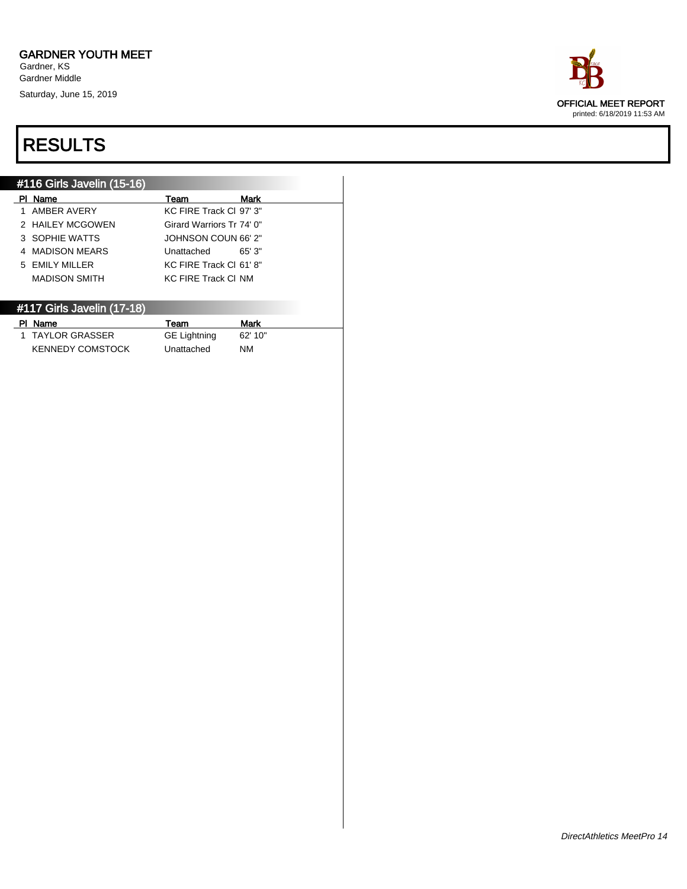GARDNER YOUTH MEET
Gardner, KS
Gardner Middle
Saturday, June 15, 2019

OFFICIAL MEET REPORT
printed: 6/18/2019 11:53 AM

# RESULTS

## #116 Girls Javelin (15-16)

| Pl | Name | Team | Mark |
|---|---|---|---|
| 1 | AMBER AVERY | KC FIRE Track Cl | 97' 3" |
| 2 | HAILEY MCGOWEN | Girard Warriors Tr | 74' 0" |
| 3 | SOPHIE WATTS | JOHNSON COUN | 66' 2" |
| 4 | MADISON MEARS | Unattached | 65' 3" |
| 5 | EMILY MILLER | KC FIRE Track Cl | 61' 8" |
| | MADISON SMITH | KC FIRE Track Cl | NM |

## #117 Girls Javelin (17-18)

| Pl | Name | Team | Mark |
|---|---|---|---|
| 1 | TAYLOR GRASSER | GE Lightning | 62' 10" |
| | KENNEDY COMSTOCK | Unattached | NM |

*DirectAthletics MeetPro 14*